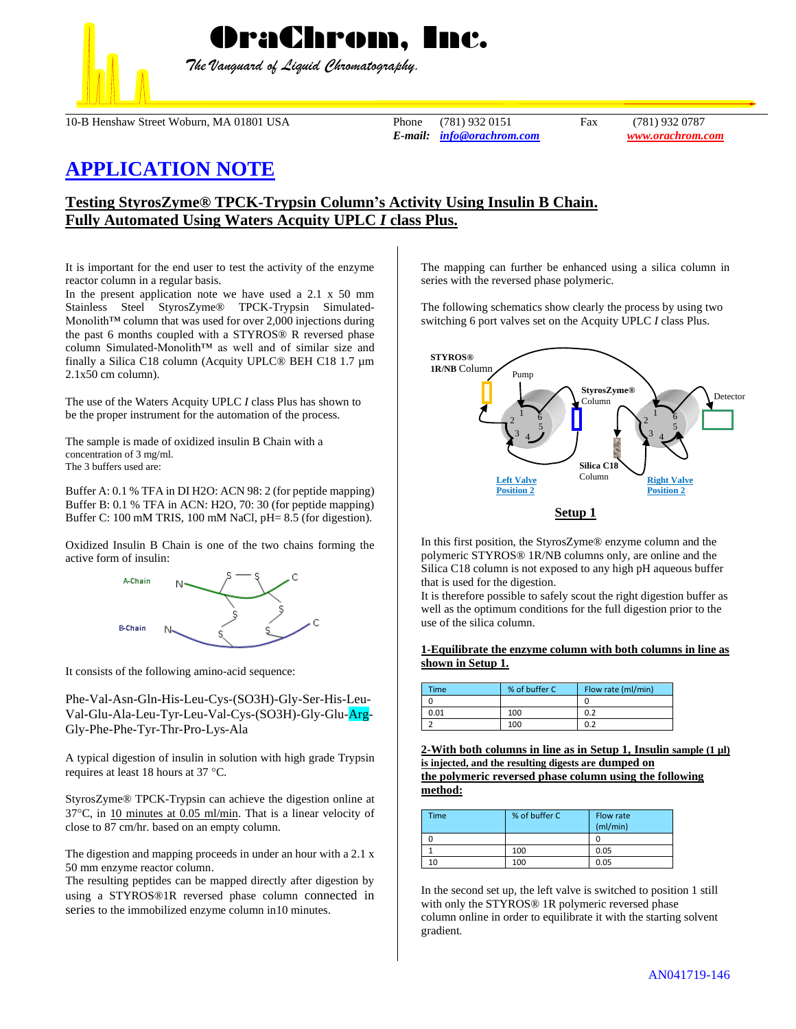# OraChrom, Inc.

*The Vanguard of Liquid Chromatography.*

10-B Henshaw Street Woburn, MA 01801 USA — Phone (781) 932 0151 — Fax (781) 932 0787
*E-mail:* info@orachrom.com — www.orachrom.com

# APPLICATION NOTE

## Testing StyrosZyme® TPCK-Trypsin Column's Activity Using Insulin B Chain. Fully Automated Using Waters Acquity UPLC *I* class Plus.

It is important for the end user to test the activity of the enzyme reactor column in a regular basis.

In the present application note we have used a 2.1 x 50 mm Stainless Steel StyrosZyme® TPCK-Trypsin Simulated-Monolith™ column that was used for over 2,000 injections during the past 6 months coupled with a STYROS® R reversed phase column Simulated-Monolith™ as well and of similar size and finally a Silica C18 column (Acquity UPLC® BEH C18 1.7 µm 2.1x50 cm column).

The use of the Waters Acquity UPLC *I* class Plus has shown to be the proper instrument for the automation of the process.

The sample is made of oxidized insulin B Chain with a concentration of 3 mg/ml.
The 3 buffers used are:

Buffer A: 0.1 % TFA in DI H2O: ACN 98: 2 (for peptide mapping)
Buffer B: 0.1 % TFA in ACN: H2O, 70: 30 (for peptide mapping)
Buffer C: 100 mM TRIS, 100 mM NaCl, pH= 8.5 (for digestion).

Oxidized Insulin B Chain is one of the two chains forming the active form of insulin:

It consists of the following amino-acid sequence:

Phe-Val-Asn-Gln-His-Leu-Cys-(SO3H)-Gly-Ser-His-Leu-Val-Glu-Ala-Leu-Tyr-Leu-Val-Cys-(SO3H)-Gly-Glu-Arg-Gly-Phe-Phe-Tyr-Thr-Pro-Lys-Ala

A typical digestion of insulin in solution with high grade Trypsin requires at least 18 hours at 37 °C.

StyrosZyme® TPCK-Trypsin can achieve the digestion online at 37°C, in 10 minutes at 0.05 ml/min. That is a linear velocity of close to 87 cm/hr. based on an empty column.

The digestion and mapping proceeds in under an hour with a 2.1 x 50 mm enzyme reactor column.
The resulting peptides can be mapped directly after digestion by using a STYROS®1R reversed phase column connected in series to the immobilized enzyme column in10 minutes.

The mapping can further be enhanced using a silica column in series with the reversed phase polymeric.

The following schematics show clearly the process by using two switching 6 port valves set on the Acquity UPLC *I* class Plus.

**Setup 1**

In this first position, the StyrosZyme® enzyme column and the polymeric STYROS® 1R/NB columns only, are online and the Silica C18 column is not exposed to any high pH aqueous buffer that is used for the digestion.
It is therefore possible to safely scout the right digestion buffer as well as the optimum conditions for the full digestion prior to the use of the silica column.

**1-Equilibrate the enzyme column with both columns in line as shown in Setup 1.**

| Time | % of buffer C | Flow rate (ml/min) |
|---|---|---|
| 0 | | 0 |
| 0.01 | 100 | 0.2 |
| 2 | 100 | 0.2 |

**2-With both columns in line as in Setup 1, Insulin sample (1 µl) is injected, and the resulting digests are dumped on the polymeric reversed phase column using the following method:**

| Time | % of buffer C | Flow rate (ml/min) |
|---|---|---|
| 0 | | 0 |
| 1 | 100 | 0.05 |
| 10 | 100 | 0.05 |

In the second set up, the left valve is switched to position 1 still with only the STYROS® 1R polymeric reversed phase column online in order to equilibrate it with the starting solvent gradient.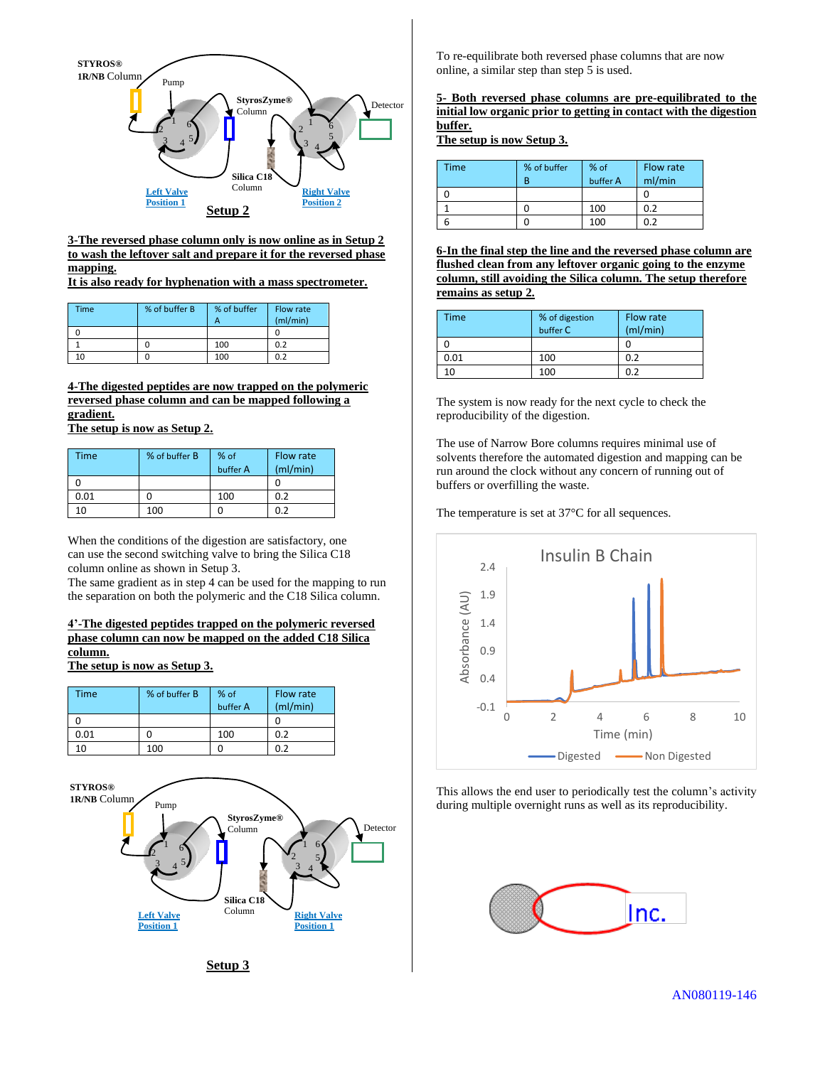STYROS® 1R/NB Column

Pump

StyrosZyme® Column

Detector

Silica C18 Column

Left Valve Position 1

Right Valve Position 2

**Setup 2**

**3-The reversed phase column only is now online as in Setup 2 to wash the leftover salt and prepare it for the reversed phase mapping.**
**It is also ready for hyphenation with a mass spectrometer.**

| Time | % of buffer B | % of buffer A | Flow rate (ml/min) |
|---|---|---|---|
| 0 | | | 0 |
| 1 | 0 | 100 | 0.2 |
| 10 | 0 | 100 | 0.2 |

**4-The digested peptides are now trapped on the polymeric reversed phase column and can be mapped following a gradient.**
**The setup is now as Setup 2.**

| Time | % of buffer B | % of buffer A | Flow rate (ml/min) |
|---|---|---|---|
| 0 | | | 0 |
| 0.01 | 0 | 100 | 0.2 |
| 10 | 100 | 0 | 0.2 |

When the conditions of the digestion are satisfactory, one can use the second switching valve to bring the Silica C18 column online as shown in Setup 3.
The same gradient as in step 4 can be used for the mapping to run the separation on both the polymeric and the C18 Silica column.

**4'-The digested peptides trapped on the polymeric reversed phase column can now be mapped on the added C18 Silica column.**
**The setup is now as Setup 3.**

| Time | % of buffer B | % of buffer A | Flow rate (ml/min) |
|---|---|---|---|
| 0 | | | 0 |
| 0.01 | 0 | 100 | 0.2 |
| 10 | 100 | 0 | 0.2 |

STYROS® 1R/NB Column

Pump

StyrosZyme® Column

Detector

Silica C18 Column

Left Valve Position 1

Right Valve Position 1

**Setup 3**

To re-equilibrate both reversed phase columns that are now online, a similar step than step 5 is used.

**5- Both reversed phase columns are pre-equilibrated to the initial low organic prior to getting in contact with the digestion buffer.**
**The setup is now Setup 3.**

| Time | % of buffer B | % of buffer A | Flow rate ml/min |
|---|---|---|---|
| 0 | | | 0 |
| 1 | 0 | 100 | 0.2 |
| 6 | 0 | 100 | 0.2 |

**6-In the final step the line and the reversed phase column are flushed clean from any leftover organic going to the enzyme column, still avoiding the Silica column. The setup therefore remains as setup 2.**

| Time | % of digestion buffer C | Flow rate (ml/min) |
|---|---|---|
| 0 | | 0 |
| 0.01 | 100 | 0.2 |
| 10 | 100 | 0.2 |

The system is now ready for the next cycle to check the reproducibility of the digestion.

The use of Narrow Bore columns requires minimal use of solvents therefore the automated digestion and mapping can be run around the clock without any concern of running out of buffers or overfilling the waste.

The temperature is set at 37°C for all sequences.

Insulin B Chain

Absorbance (AU)

2.4
1.9
1.4
0.9
0.4
-0.1

0 2 4 6 8 10

Time (min)

Digested
Non Digested

This allows the end user to periodically test the column's activity during multiple overnight runs as well as its reproducibility.

Inc.

AN080119-146